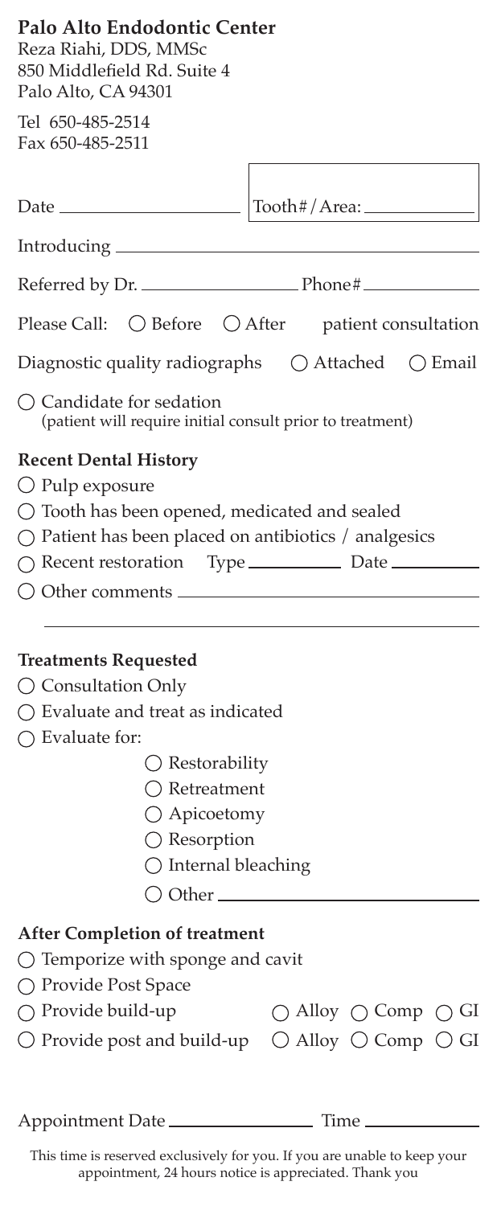**Palo Alto Endodontic Center**
Reza Riahi, DDS, MMSc
850 Middlefield Rd. Suite 4
Palo Alto, CA 94301

Tel 650-485-2514
Fax 650-485-2511

Date ____________________ Tooth#/Area: ____________

Introducing ____________________________________________

Referred by Dr. __________________ Phone# ______________

Please Call: ○ Before ○ After patient consultation

Diagnostic quality radiographs ○ Attached ○ Email

○ Candidate for sedation
(patient will require initial consult prior to treatment)

**Recent Dental History**

○ Pulp exposure
○ Tooth has been opened, medicated and sealed
○ Patient has been placed on antibiotics / analgesics
○ Recent restoration Type ____________ Date ____________
○ Other comments ________________________________________

**Treatments Requested**

○ Consultation Only
○ Evaluate and treat as indicated
○ Evaluate for:
- ○ Restorability
- ○ Retreatment
- ○ Apicoetomy
- ○ Resorption
- ○ Internal bleaching
- ○ Other ____________________________

**After Completion of treatment**

○ Temporize with sponge and cavit
○ Provide Post Space
○ Provide build-up ○ Alloy ○ Comp ○ GI
○ Provide post and build-up ○ Alloy ○ Comp ○ GI

Appointment Date __________________ Time ______________

This time is reserved exclusively for you. If you are unable to keep your appointment, 24 hours notice is appreciated. Thank you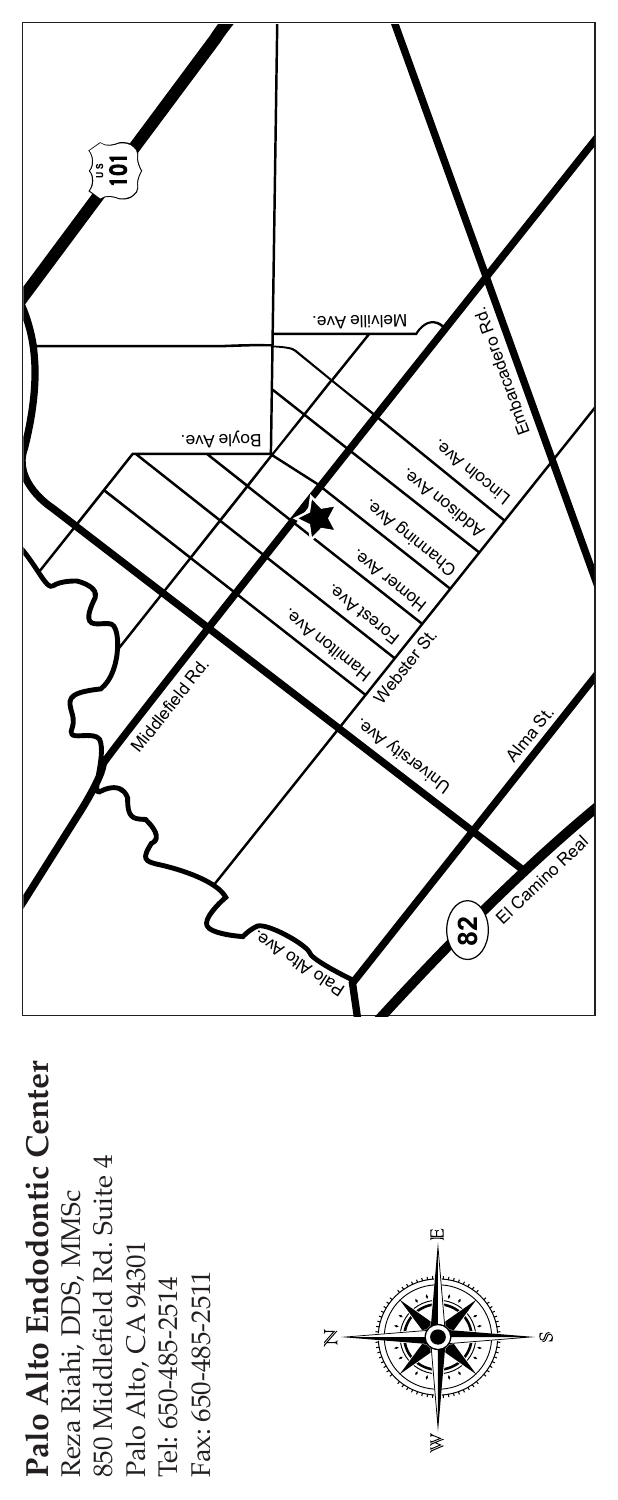**Palo Alto Endodontic Center**

Reza Riahi, DDS, MMSc
850 Middlefield Rd. Suite 4
Palo Alto, CA 94301
Tel: 650-485-2514
Fax: 650-485-2511

N
E
S
W

US 101
Melville Ave.
Boyle Ave.
Embarcadero Rd.
Lincoln Ave.
Addison Ave.
Channing Ave.
Homer Ave.
Forest Ave.
Hamilton Ave.
Webster St.
Middlefield Rd.
University Ave.
Alma St.
El Camino Real
82
Palo Alto Ave.